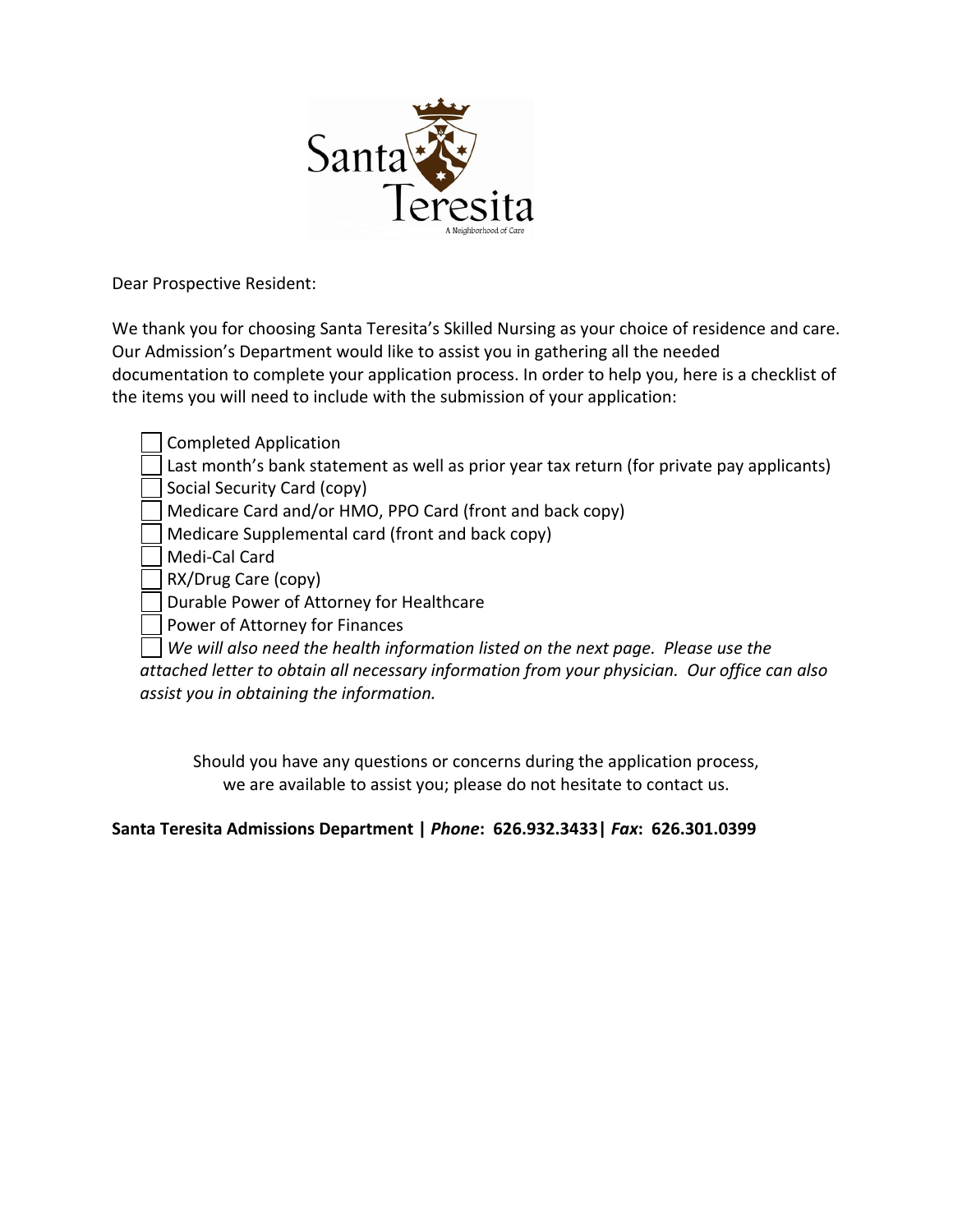Dear Prospective Resident:

We thank you for choosing Santa Teresita's Skilled Nursing as your choice of residence and care. Our Admission's Department would like to assist you in gathering all the needed documentation to complete your application process. In order to help you, here is a checklist of the items you will need to include with the submission of your application:

- [ ] Completed Application
- [ ] Last month's bank statement as well as prior year tax return (for private pay applicants)
- [ ] Social Security Card (copy)
- [ ] Medicare Card and/or HMO, PPO Card (front and back copy)
- [ ] Medicare Supplemental card (front and back copy)
- [ ] Medi-Cal Card
- [ ] RX/Drug Care (copy)
- [ ] Durable Power of Attorney for Healthcare
- [ ] Power of Attorney for Finances
- [ ] *We will also need the health information listed on the next page. Please use the attached letter to obtain all necessary information from your physician. Our office can also assist you in obtaining the information.*

Should you have any questions or concerns during the application process, we are available to assist you; please do not hesitate to contact us.

**Santa Teresita Admissions Department |** ***Phone*****: 626.932.3433|** ***Fax*****: 626.301.0399**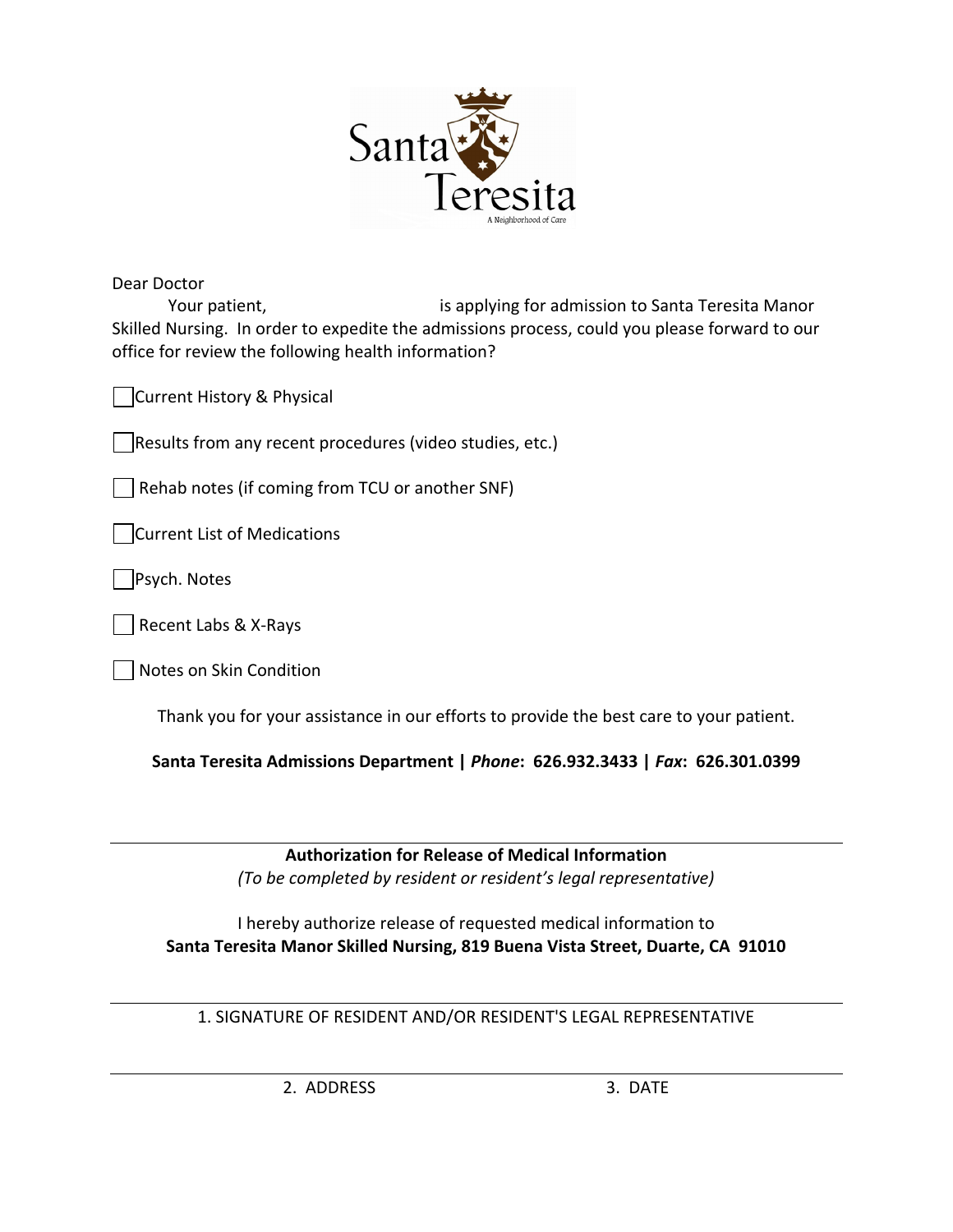Santa Teresita

A Neighborhood of Care

Dear Doctor

Your patient, \_\_\_\_\_\_\_\_\_\_\_\_\_\_\_\_\_\_\_\_ is applying for admission to Santa Teresita Manor Skilled Nursing. In order to expedite the admissions process, could you please forward to our office for review the following health information?

- ☐ Current History & Physical
- ☐ Results from any recent procedures (video studies, etc.)
- ☐ Rehab notes (if coming from TCU or another SNF)
- ☐ Current List of Medications
- ☐ Psych. Notes
- ☐ Recent Labs & X-Rays
- ☐ Notes on Skin Condition

Thank you for your assistance in our efforts to provide the best care to your patient.

**Santa Teresita Admissions Department | *Phone*: 626.932.3433 | *Fax*: 626.301.0399**

---

**Authorization for Release of Medical Information**

*(To be completed by resident or resident's legal representative)*

I hereby authorize release of requested medical information to

**Santa Teresita Manor Skilled Nursing, 819 Buena Vista Street, Duarte, CA 91010**

\_\_\_\_\_\_\_\_\_\_\_\_\_\_\_\_\_\_\_\_\_\_\_\_\_\_\_\_\_\_\_\_\_\_\_\_\_\_\_\_\_\_\_\_

1. SIGNATURE OF RESIDENT AND/OR RESIDENT'S LEGAL REPRESENTATIVE

\_\_\_\_\_\_\_\_\_\_\_\_\_\_\_\_\_\_\_\_\_\_\_\_\_\_\_\_\_\_\_\_\_\_\_\_\_\_\_\_\_\_\_\_

2. ADDRESS

3. DATE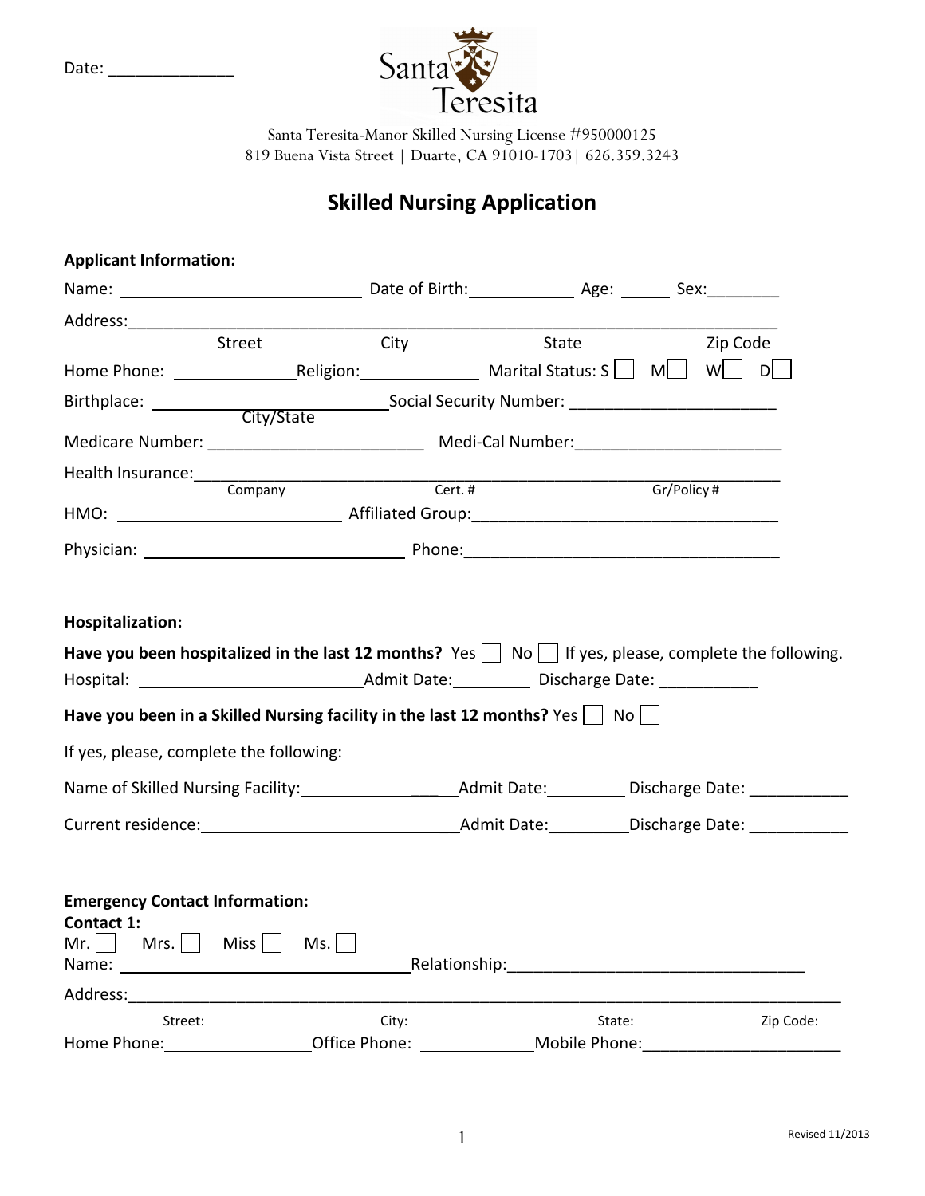Date: ______________

Santa Teresita

Santa Teresita-Manor Skilled Nursing License #950000125
819 Buena Vista Street | Duarte, CA 91010-1703| 626.359.3243

# Skilled Nursing Application

**Applicant Information:**

Name: ____________________________ Date of Birth: ____________ Age: ______ Sex: ________

Address: ______________________________________________________________________________

Street City State Zip Code

Home Phone: ______________ Religion: ______________ Marital Status: S ☐ M ☐ W ☐ D ☐

Birthplace: ____________________________ Social Security Number: ______________________

City/State

Medicare Number: ________________________ Medi-Cal Number: ______________________

Health Insurance: ______________________________________________________________________

Company Cert. # Gr/Policy #

HMO: _________________________ Affiliated Group: ________________________________

Physician: ____________________________ Phone: __________________________________

**Hospitalization:**

**Have you been hospitalized in the last 12 months?** Yes ☐ No ☐ If yes, please, complete the following.

Hospital: _________________________ Admit Date: _________ Discharge Date: ___________

**Have you been in a Skilled Nursing facility in the last 12 months?** Yes ☐ No ☐

If yes, please, complete the following:

Name of Skilled Nursing Facility: __________________ Admit Date: _________ Discharge Date: ___________

Current residence: ______________________________ Admit Date: _________ Discharge Date: ___________

**Emergency Contact Information:**

**Contact 1:**

Mr. ☐ Mrs. ☐ Miss ☐ Ms. ☐

Name: ________________________________ Relationship: ________________________________

Address: ______________________________________________________________________________

Street: City: State: Zip Code:

Home Phone: ________________ Office Phone: _____________ Mobile Phone: ______________________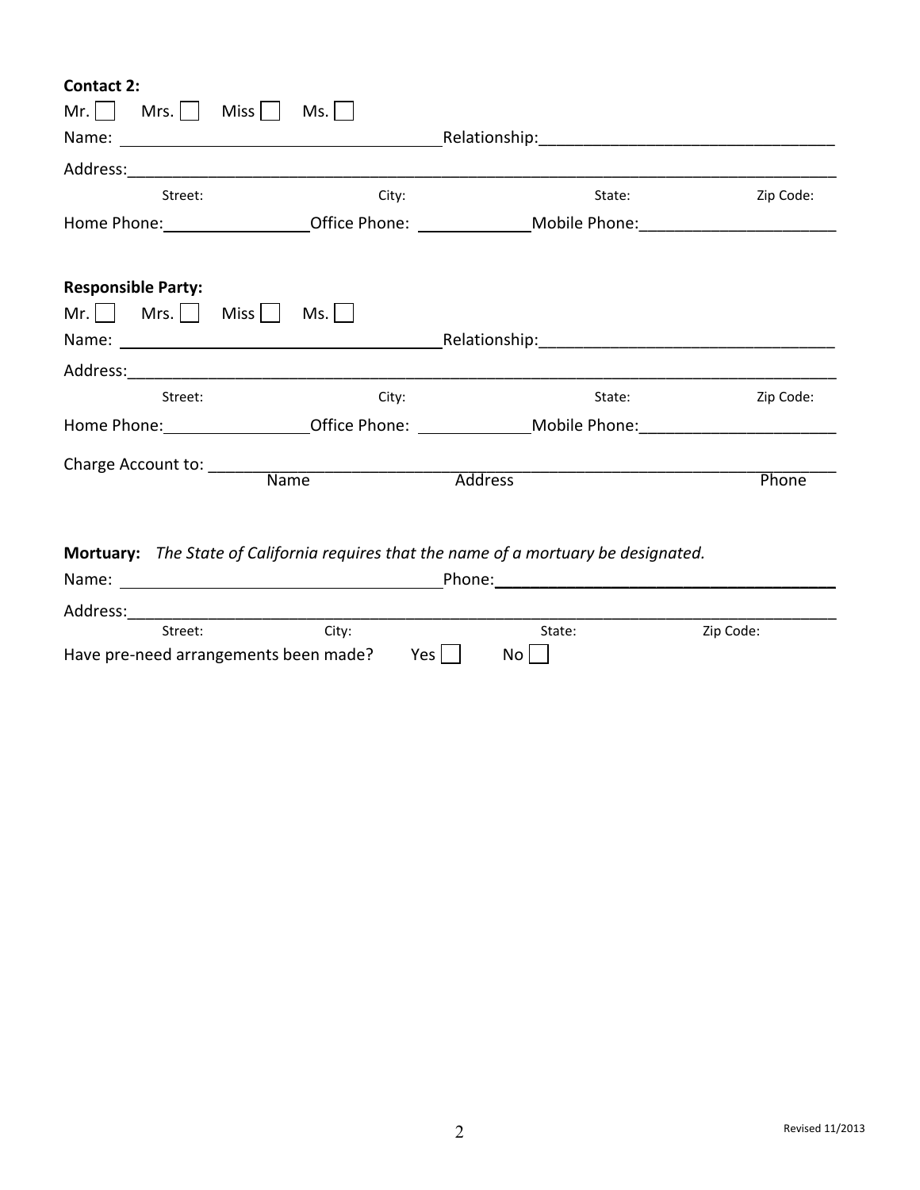**Contact 2:**

Mr. ☐ Mrs. ☐ Miss ☐ Ms. ☐

Name: ___________________________________ Relationship: _______________________________

Address: ________________________________________________________________________

Street: City: State: Zip Code:

Home Phone: ________________ Office Phone: _____________ Mobile Phone: ______________________

**Responsible Party:**

Mr. ☐ Mrs. ☐ Miss ☐ Ms. ☐

Name: ___________________________________ Relationship: _______________________________

Address: ________________________________________________________________________

Street: City: State: Zip Code:

Home Phone: ________________ Office Phone: _____________ Mobile Phone: ______________________

Charge Account to: _______________________________________________________________

Name Address Phone

**Mortuary:** *The State of California requires that the name of a mortuary be designated.*

Name: ___________________________________ Phone: _____________________________________

Address: ________________________________________________________________________

Street: City: State: Zip Code:

Have pre-need arrangements been made? Yes ☐ No ☐

Revised 11/2013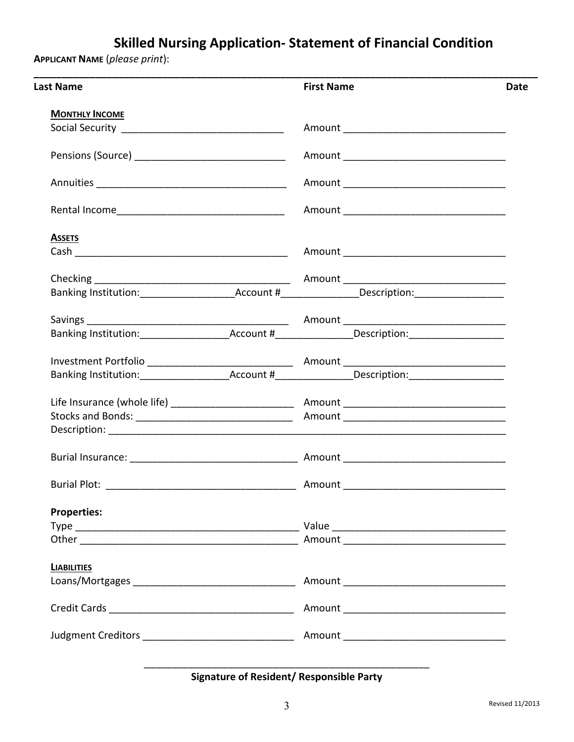# Skilled Nursing Application- Statement of Financial Condition

**APPLICANT NAME** (*please print*):

___________________________________________________________________________________________

**Last Name** **First Name** **Date**

**MONTHLY INCOME**

Social Security ____________________________ Amount ____________________________

Pensions (Source) __________________________ Amount ____________________________

Annuities _________________________________ Amount ____________________________

Rental Income______________________________ Amount ____________________________

**ASSETS**

Cash _____________________________________ Amount ____________________________

Checking _________________________________ Amount ____________________________
Banking Institution:_________________Account #______________Description:________________

Savings __________________________________ Amount ____________________________
Banking Institution:________________Account #______________Description:_________________

Investment Portfolio ________________________ Amount ____________________________
Banking Institution:________________Account #______________Description:_________________

Life Insurance (whole life) ___________________ Amount ____________________________
Stocks and Bonds: _________________________ Amount ____________________________
Description: __________________________________________________________________________

Burial Insurance: __________________________ Amount ____________________________

Burial Plot: _______________________________ Amount ____________________________

**Properties:**

Type _____________________________________ Value ______________________________
Other ____________________________________ Amount ____________________________

**LIABILITIES**

Loans/Mortgages ___________________________ Amount ____________________________

Credit Cards _______________________________ Amount ____________________________

Judgment Creditors _________________________ Amount ____________________________

_____________________________________________________
**Signature of Resident/ Responsible Party**

Revised 11/2013